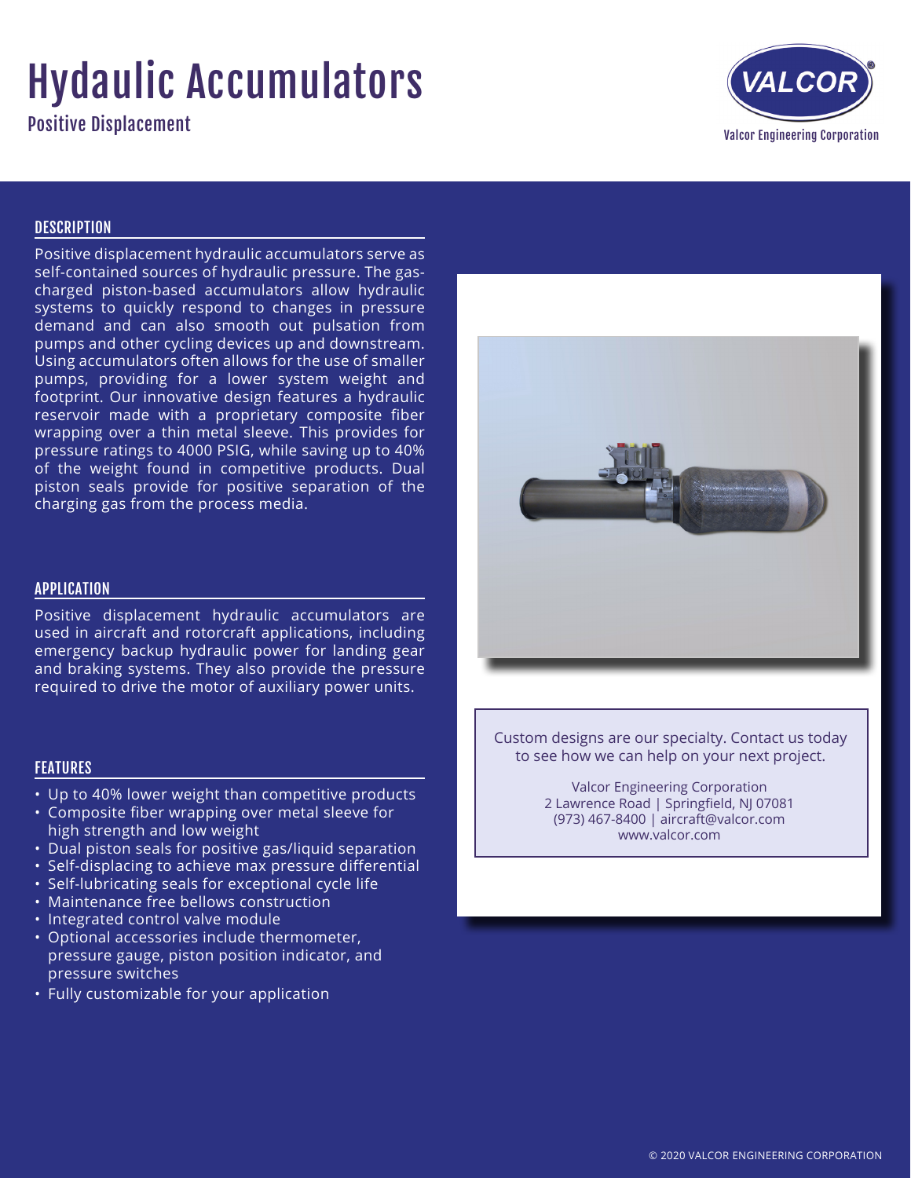# Hydaulic Accumulators

## Positive Displacement

Valcor Engineering Corporation

### DESCRIPTION

Positive displacement hydraulic accumulators serve as self-contained sources of hydraulic pressure. The gas-charged piston-based accumulators allow hydraulic systems to quickly respond to changes in pressure demand and can also smooth out pulsation from pumps and other cycling devices up and downstream. Using accumulators often allows for the use of smaller pumps, providing for a lower system weight and footprint. Our innovative design features a hydraulic reservoir made with a proprietary composite fiber wrapping over a thin metal sleeve. This provides for pressure ratings to 4000 PSIG, while saving up to 40% of the weight found in competitive products. Dual piston seals provide for positive separation of the charging gas from the process media.

### APPLICATION

Positive displacement hydraulic accumulators are used in aircraft and rotorcraft applications, including emergency backup hydraulic power for landing gear and braking systems. They also provide the pressure required to drive the motor of auxiliary power units.

### FEATURES

- Up to 40% lower weight than competitive products
- Composite fiber wrapping over metal sleeve for high strength and low weight
- Dual piston seals for positive gas/liquid separation
- Self-displacing to achieve max pressure differential
- Self-lubricating seals for exceptional cycle life
- Maintenance free bellows construction
- Integrated control valve module
- Optional accessories include thermometer, pressure gauge, piston position indicator, and pressure switches
- Fully customizable for your application

Custom designs are our specialty. Contact us today to see how we can help on your next project.

Valcor Engineering Corporation
2 Lawrence Road | Springfield, NJ 07081
(973) 467-8400 | aircraft@valcor.com
www.valcor.com

© 2020 VALCOR ENGINEERING CORPORATION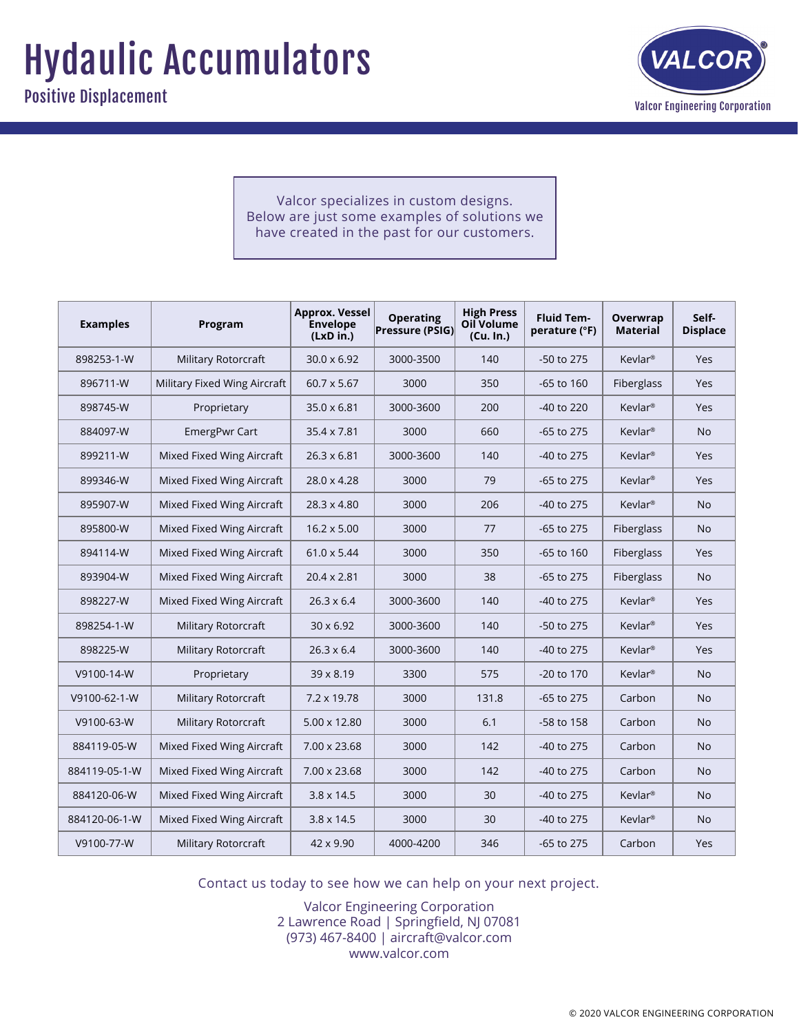# Hydaulic Accumulators

## Positive Displacement

VALCOR

Valcor Engineering Corporation

Valcor specializes in custom designs. Below are just some examples of solutions we have created in the past for our customers.

| Examples | Program | Approx. Vessel Envelope (LxD in.) | Operating Pressure (PSIG) | High Press Oil Volume (Cu. In.) | Fluid Temperature (°F) | Overwrap Material | Self-Displace |
|---|---|---|---|---|---|---|---|
| 898253-1-W | Military Rotorcraft | 30.0 x 6.92 | 3000-3500 | 140 | -50 to 275 | Kevlar® | Yes |
| 896711-W | Military Fixed Wing Aircraft | 60.7 x 5.67 | 3000 | 350 | -65 to 160 | Fiberglass | Yes |
| 898745-W | Proprietary | 35.0 x 6.81 | 3000-3600 | 200 | -40 to 220 | Kevlar® | Yes |
| 884097-W | EmergPwr Cart | 35.4 x 7.81 | 3000 | 660 | -65 to 275 | Kevlar® | No |
| 899211-W | Mixed Fixed Wing Aircraft | 26.3 x 6.81 | 3000-3600 | 140 | -40 to 275 | Kevlar® | Yes |
| 899346-W | Mixed Fixed Wing Aircraft | 28.0 x 4.28 | 3000 | 79 | -65 to 275 | Kevlar® | Yes |
| 895907-W | Mixed Fixed Wing Aircraft | 28.3 x 4.80 | 3000 | 206 | -40 to 275 | Kevlar® | No |
| 895800-W | Mixed Fixed Wing Aircraft | 16.2 x 5.00 | 3000 | 77 | -65 to 275 | Fiberglass | No |
| 894114-W | Mixed Fixed Wing Aircraft | 61.0 x 5.44 | 3000 | 350 | -65 to 160 | Fiberglass | Yes |
| 893904-W | Mixed Fixed Wing Aircraft | 20.4 x 2.81 | 3000 | 38 | -65 to 275 | Fiberglass | No |
| 898227-W | Mixed Fixed Wing Aircraft | 26.3 x 6.4 | 3000-3600 | 140 | -40 to 275 | Kevlar® | Yes |
| 898254-1-W | Military Rotorcraft | 30 x 6.92 | 3000-3600 | 140 | -50 to 275 | Kevlar® | Yes |
| 898225-W | Military Rotorcraft | 26.3 x 6.4 | 3000-3600 | 140 | -40 to 275 | Kevlar® | Yes |
| V9100-14-W | Proprietary | 39 x 8.19 | 3300 | 575 | -20 to 170 | Kevlar® | No |
| V9100-62-1-W | Military Rotorcraft | 7.2 x 19.78 | 3000 | 131.8 | -65 to 275 | Carbon | No |
| V9100-63-W | Military Rotorcraft | 5.00 x 12.80 | 3000 | 6.1 | -58 to 158 | Carbon | No |
| 884119-05-W | Mixed Fixed Wing Aircraft | 7.00 x 23.68 | 3000 | 142 | -40 to 275 | Carbon | No |
| 884119-05-1-W | Mixed Fixed Wing Aircraft | 7.00 x 23.68 | 3000 | 142 | -40 to 275 | Carbon | No |
| 884120-06-W | Mixed Fixed Wing Aircraft | 3.8 x 14.5 | 3000 | 30 | -40 to 275 | Kevlar® | No |
| 884120-06-1-W | Mixed Fixed Wing Aircraft | 3.8 x 14.5 | 3000 | 30 | -40 to 275 | Kevlar® | No |
| V9100-77-W | Military Rotorcraft | 42 x 9.90 | 4000-4200 | 346 | -65 to 275 | Carbon | Yes |

Contact us today to see how we can help on your next project.

Valcor Engineering Corporation
2 Lawrence Road | Springfield, NJ 07081
(973) 467-8400 | aircraft@valcor.com
www.valcor.com

© 2020 VALCOR ENGINEERING CORPORATION